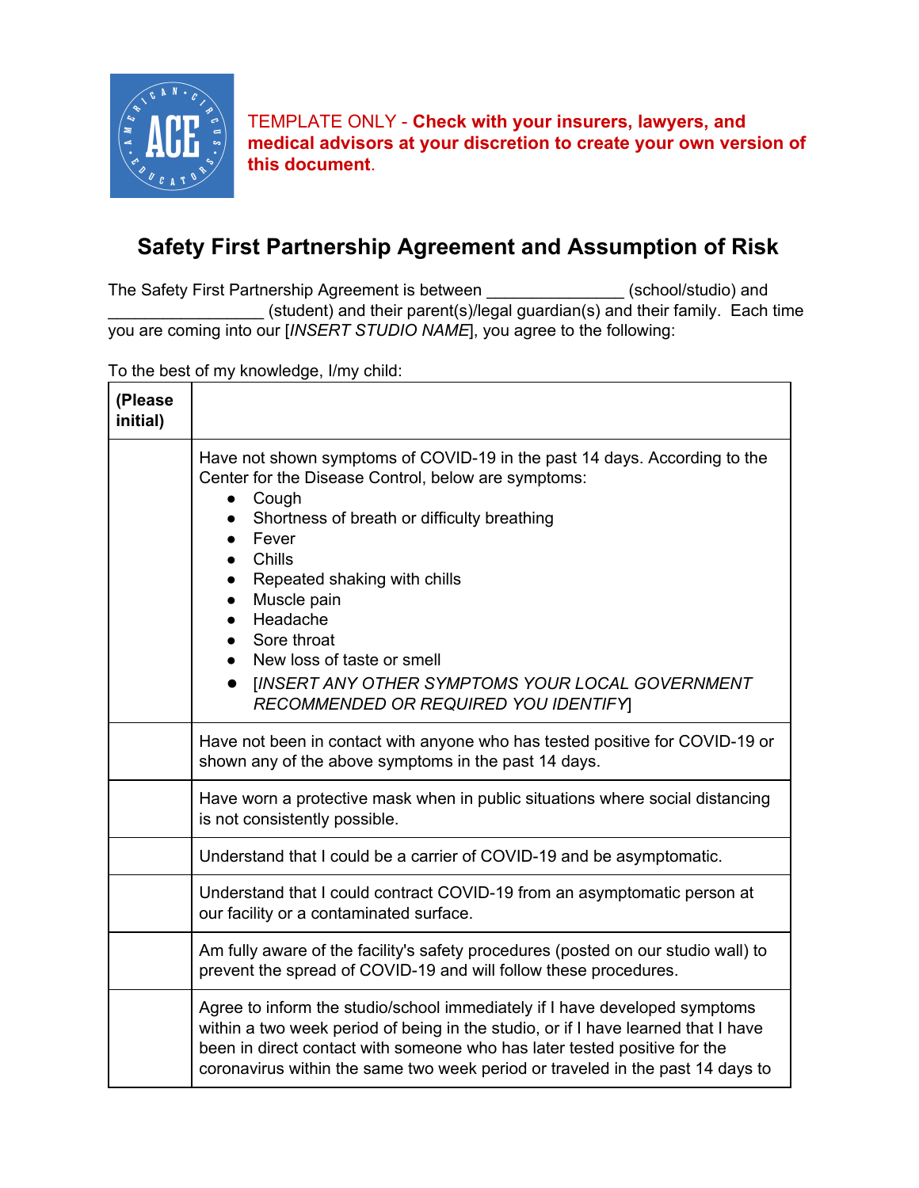TEMPLATE ONLY - **Check with your insurers, lawyers, and medical advisors at your discretion to create your own version of this document**.

# Safety First Partnership Agreement and Assumption of Risk

The Safety First Partnership Agreement is between _______________ (school/studio) and _________________ (student) and their parent(s)/legal guardian(s) and their family. Each time you are coming into our [*INSERT STUDIO NAME*], you agree to the following:

To the best of my knowledge, I/my child:

| **(Please initial)** | |
|---|---|
| | Have not shown symptoms of COVID-19 in the past 14 days. According to the Center for the Disease Control, below are symptoms:<br>• Cough<br>• Shortness of breath or difficulty breathing<br>• Fever<br>• Chills<br>• Repeated shaking with chills<br>• Muscle pain<br>• Headache<br>• Sore throat<br>• New loss of taste or smell<br>• [*INSERT ANY OTHER SYMPTOMS YOUR LOCAL GOVERNMENT RECOMMENDED OR REQUIRED YOU IDENTIFY*] |
| | Have not been in contact with anyone who has tested positive for COVID-19 or shown any of the above symptoms in the past 14 days. |
| | Have worn a protective mask when in public situations where social distancing is not consistently possible. |
| | Understand that I could be a carrier of COVID-19 and be asymptomatic. |
| | Understand that I could contract COVID-19 from an asymptomatic person at our facility or a contaminated surface. |
| | Am fully aware of the facility's safety procedures (posted on our studio wall) to prevent the spread of COVID-19 and will follow these procedures. |
| | Agree to inform the studio/school immediately if I have developed symptoms within a two week period of being in the studio, or if I have learned that I have been in direct contact with someone who has later tested positive for the coronavirus within the same two week period or traveled in the past 14 days to |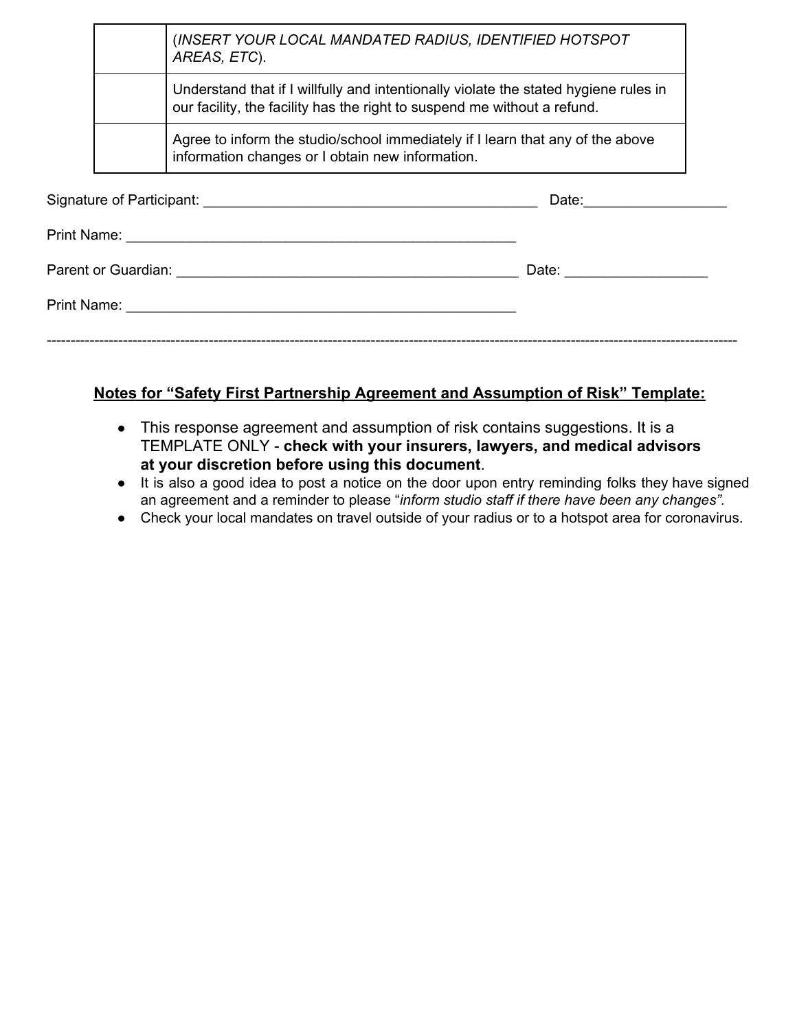| | |
|---|---|
| | (*INSERT YOUR LOCAL MANDATED RADIUS, IDENTIFIED HOTSPOT AREAS, ETC*). |
| | Understand that if I willfully and intentionally violate the stated hygiene rules in our facility, the facility has the right to suspend me without a refund. |
| | Agree to inform the studio/school immediately if I learn that any of the above information changes or I obtain new information. |

Signature of Participant: _____________________________________________ Date:__________________

Print Name: ____________________________________________________

Parent or Guardian: ______________________________________________ Date: __________________

Print Name: ____________________________________________________

---

**Notes for "Safety First Partnership Agreement and Assumption of Risk" Template:**

- This response agreement and assumption of risk contains suggestions. It is a TEMPLATE ONLY - **check with your insurers, lawyers, and medical advisors at your discretion before using this document**.
- It is also a good idea to post a notice on the door upon entry reminding folks they have signed an agreement and a reminder to please "*inform studio staff if there have been any changes*".
- Check your local mandates on travel outside of your radius or to a hotspot area for coronavirus.